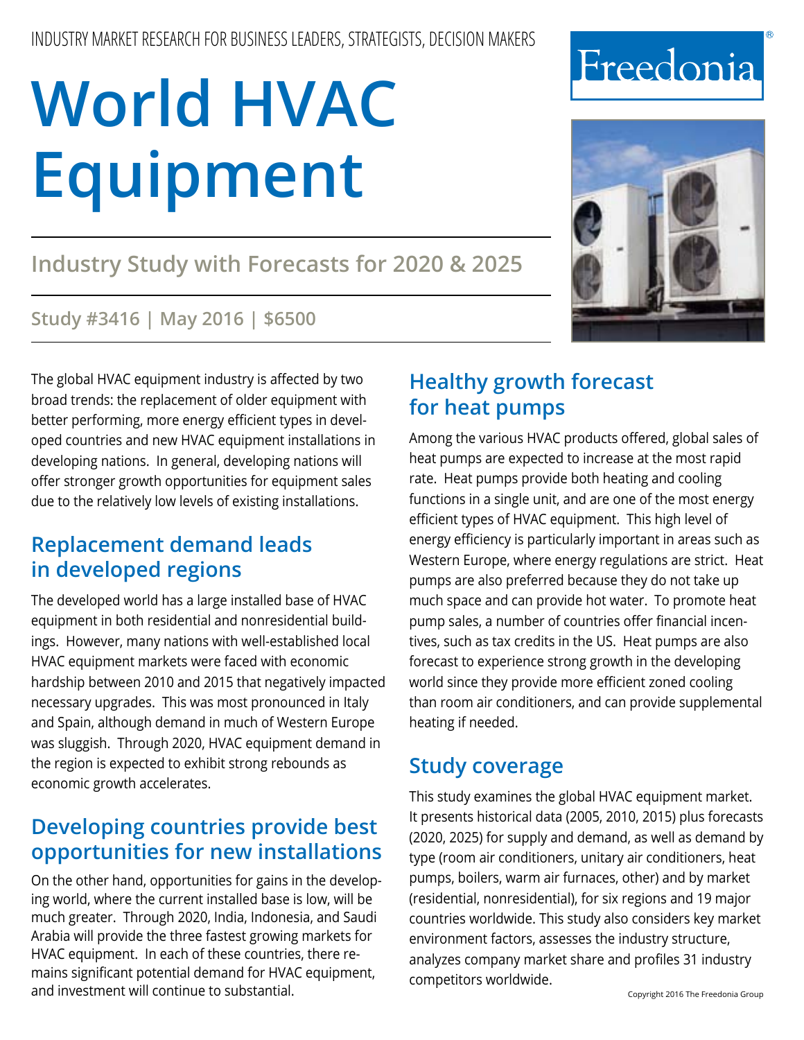INDUSTRY MARKET RESEARCH FOR BUSINESS LEADERS, STRATEGISTS, DECISION MAKERS

Freedonia®

# World HVAC Equipment

## Industry Study with Forecasts for 2020 & 2025

**Study #3416 | May 2016 | $6500**

The global HVAC equipment industry is affected by two broad trends: the replacement of older equipment with better performing, more energy efficient types in developed countries and new HVAC equipment installations in developing nations. In general, developing nations will offer stronger growth opportunities for equipment sales due to the relatively low levels of existing installations.

## Replacement demand leads in developed regions

The developed world has a large installed base of HVAC equipment in both residential and nonresidential buildings. However, many nations with well-established local HVAC equipment markets were faced with economic hardship between 2010 and 2015 that negatively impacted necessary upgrades. This was most pronounced in Italy and Spain, although demand in much of Western Europe was sluggish. Through 2020, HVAC equipment demand in the region is expected to exhibit strong rebounds as economic growth accelerates.

## Developing countries provide best opportunities for new installations

On the other hand, opportunities for gains in the developing world, where the current installed base is low, will be much greater. Through 2020, India, Indonesia, and Saudi Arabia will provide the three fastest growing markets for HVAC equipment. In each of these countries, there remains significant potential demand for HVAC equipment, and investment will continue to substantial.

## Healthy growth forecast for heat pumps

Among the various HVAC products offered, global sales of heat pumps are expected to increase at the most rapid rate. Heat pumps provide both heating and cooling functions in a single unit, and are one of the most energy efficient types of HVAC equipment. This high level of energy efficiency is particularly important in areas such as Western Europe, where energy regulations are strict. Heat pumps are also preferred because they do not take up much space and can provide hot water. To promote heat pump sales, a number of countries offer financial incentives, such as tax credits in the US. Heat pumps are also forecast to experience strong growth in the developing world since they provide more efficient zoned cooling than room air conditioners, and can provide supplemental heating if needed.

## Study coverage

This study examines the global HVAC equipment market. It presents historical data (2005, 2010, 2015) plus forecasts (2020, 2025) for supply and demand, as well as demand by type (room air conditioners, unitary air conditioners, heat pumps, boilers, warm air furnaces, other) and by market (residential, nonresidential), for six regions and 19 major countries worldwide. This study also considers key market environment factors, assesses the industry structure, analyzes company market share and profiles 31 industry competitors worldwide.

Copyright 2016 The Freedonia Group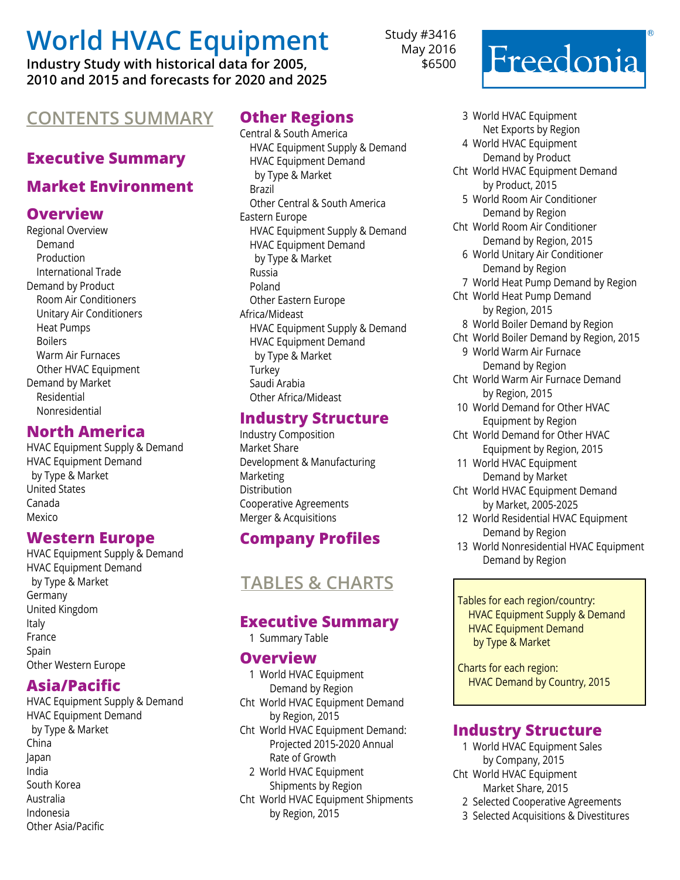# World HVAC Equipment

**Industry Study with historical data for 2005, 2010 and 2015 and forecasts for 2020 and 2025**

Study #3416
May 2016
$6500

Freedonia®

## CONTENTS SUMMARY

### Executive Summary

### Market Environment

### Overview

Regional Overview
- Demand
- Production
- International Trade

Demand by Product
- Room Air Conditioners
- Unitary Air Conditioners
- Heat Pumps
- Boilers
- Warm Air Furnaces
- Other HVAC Equipment

Demand by Market
- Residential
- Nonresidential

### North America

HVAC Equipment Supply & Demand
HVAC Equipment Demand by Type & Market
United States
Canada
Mexico

### Western Europe

HVAC Equipment Supply & Demand
HVAC Equipment Demand by Type & Market
Germany
United Kingdom
Italy
France
Spain
Other Western Europe

### Asia/Pacific

HVAC Equipment Supply & Demand
HVAC Equipment Demand by Type & Market
China
Japan
India
South Korea
Australia
Indonesia
Other Asia/Pacific

### Other Regions

Central & South America
- HVAC Equipment Supply & Demand
- HVAC Equipment Demand by Type & Market
- Brazil
- Other Central & South America

Eastern Europe
- HVAC Equipment Supply & Demand
- HVAC Equipment Demand by Type & Market
- Russia
- Poland
- Other Eastern Europe

Africa/Mideast
- HVAC Equipment Supply & Demand
- HVAC Equipment Demand by Type & Market
- Turkey
- Saudi Arabia
- Other Africa/Mideast

### Industry Structure

Industry Composition
Market Share
Development & Manufacturing
Marketing
Distribution
Cooperative Agreements
Merger & Acquisitions

### Company Profiles

## TABLES & CHARTS

### Executive Summary

1 Summary Table

### Overview

1 World HVAC Equipment Demand by Region
Cht World HVAC Equipment Demand by Region, 2015
Cht World HVAC Equipment Demand: Projected 2015-2020 Annual Rate of Growth
2 World HVAC Equipment Shipments by Region
Cht World HVAC Equipment Shipments by Region, 2015
3 World HVAC Equipment Net Exports by Region
4 World HVAC Equipment Demand by Product
Cht World HVAC Equipment Demand by Product, 2015
5 World Room Air Conditioner Demand by Region
Cht World Room Air Conditioner Demand by Region, 2015
6 World Unitary Air Conditioner Demand by Region
7 World Heat Pump Demand by Region
Cht World Heat Pump Demand by Region, 2015
8 World Boiler Demand by Region
Cht World Boiler Demand by Region, 2015
9 World Warm Air Furnace Demand by Region
Cht World Warm Air Furnace Demand by Region, 2015
10 World Demand for Other HVAC Equipment by Region
Cht World Demand for Other HVAC Equipment by Region, 2015
11 World HVAC Equipment Demand by Market
Cht World HVAC Equipment Demand by Market, 2005-2025
12 World Residential HVAC Equipment Demand by Region
13 World Nonresidential HVAC Equipment Demand by Region

Tables for each region/country:
- HVAC Equipment Supply & Demand
- HVAC Equipment Demand by Type & Market

Charts for each region:
- HVAC Demand by Country, 2015

### Industry Structure

1 World HVAC Equipment Sales by Company, 2015
Cht World HVAC Equipment Market Share, 2015
2 Selected Cooperative Agreements
3 Selected Acquisitions & Divestitures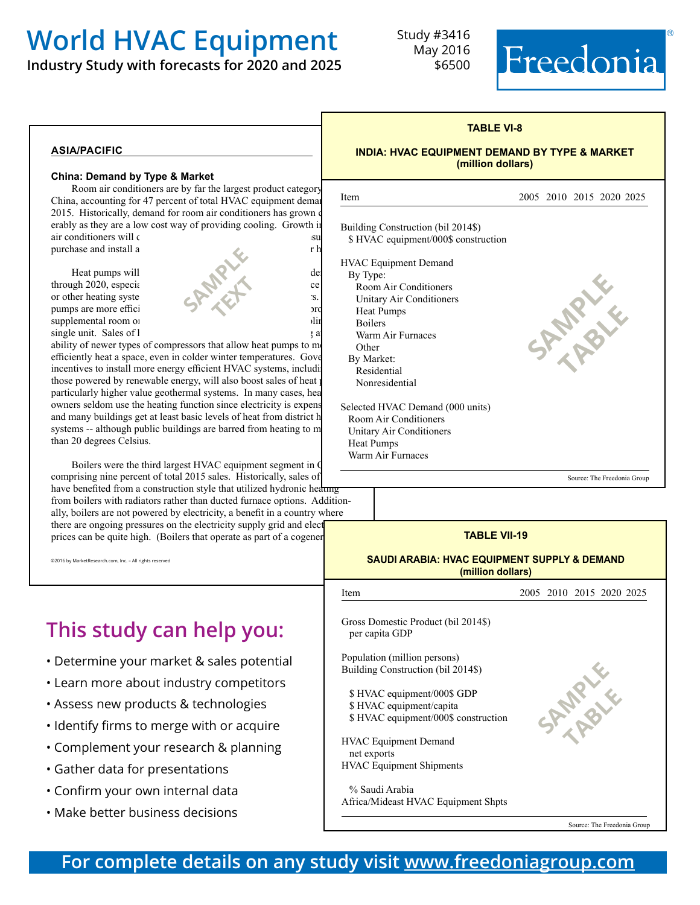# World HVAC Equipment

**Industry Study with forecasts for 2020 and 2025**

Study #3416
May 2016
$6500

Freedonia®

### ASIA/PACIFIC

**China: Demand by Type & Market**

Room air conditioners are by far the largest product category China, accounting for 47 percent of total HVAC equipment demar 2015. Historically, demand for room air conditioners has grown c erably as they are a low cost way of providing cooling. Growth ir air conditioners will c ısu purchase and install a r h

Heat pumps will de through 2020, especia ce or other heating syste s. pumps are more effici ord supplemental room or ooli single unit. Sales of l g a ability of newer types of compressors that allow heat pumps to m efficiently heat a space, even in colder winter temperatures. Gove incentives to install more energy efficient HVAC systems, includi those powered by renewable energy, will also boost sales of heat particularly higher value geothermal systems. In many cases, hea owners seldom use the heating function since electricity is expens and many buildings get at least basic levels of heat from district h systems -- although public buildings are barred from heating to m than 20 degrees Celsius.

Boilers were the third largest HVAC equipment segment in C comprising nine percent of total 2015 sales. Historically, sales of have benefited from a construction style that utilized hydronic heating from boilers with radiators rather than ducted furnace options. Additionally, boilers are not powered by electricity, a benefit in a country where there are ongoing pressures on the electricity supply grid and elect prices can be quite high. (Boilers that operate as part of a cogener

SAMPLE TEXT

©2016 by MarketResearch.com, Inc. – All rights reserved

**TABLE VI-8**

**INDIA: HVAC EQUIPMENT DEMAND BY TYPE & MARKET (million dollars)**

| Item | 2005 | 2010 | 2015 | 2020 | 2025 |
|---|---|---|---|---|---|
| Building Construction (bil 2014$) | | | | | |
| $ HVAC equipment/000$ construction | | | | | |
| HVAC Equipment Demand | | | | | |
| By Type: | | | | | |
| Room Air Conditioners | | | | | |
| Unitary Air Conditioners | | | | | |
| Heat Pumps | | | | | |
| Boilers | | | | | |
| Warm Air Furnaces | | | | | |
| Other | | | | | |
| By Market: | | | | | |
| Residential | | | | | |
| Nonresidential | | | | | |
| Selected HVAC Demand (000 units) | | | | | |
| Room Air Conditioners | | | | | |
| Unitary Air Conditioners | | | | | |
| Heat Pumps | | | | | |
| Warm Air Furnaces | | | | | |

SAMPLE TABLE

Source: The Freedonia Group

**TABLE VII-19**

**SAUDI ARABIA: HVAC EQUIPMENT SUPPLY & DEMAND (million dollars)**

| Item | 2005 | 2010 | 2015 | 2020 | 2025 |
|---|---|---|---|---|---|
| Gross Domestic Product (bil 2014$) | | | | | |
| per capita GDP | | | | | |
| Population (million persons) | | | | | |
| Building Construction (bil 2014$) | | | | | |
| $ HVAC equipment/000$ GDP | | | | | |
| $ HVAC equipment/capita | | | | | |
| $ HVAC equipment/000$ construction | | | | | |
| HVAC Equipment Demand | | | | | |
| net exports | | | | | |
| HVAC Equipment Shipments | | | | | |
| % Saudi Arabia | | | | | |
| Africa/Mideast HVAC Equipment Shpts | | | | | |

SAMPLE TABLE

Source: The Freedonia Group

## This study can help you:

- Determine your market & sales potential
- Learn more about industry competitors
- Assess new products & technologies
- Identify firms to merge with or acquire
- Complement your research & planning
- Gather data for presentations
- Confirm your own internal data
- Make better business decisions

**For complete details on any study visit www.freedoniagroup.com**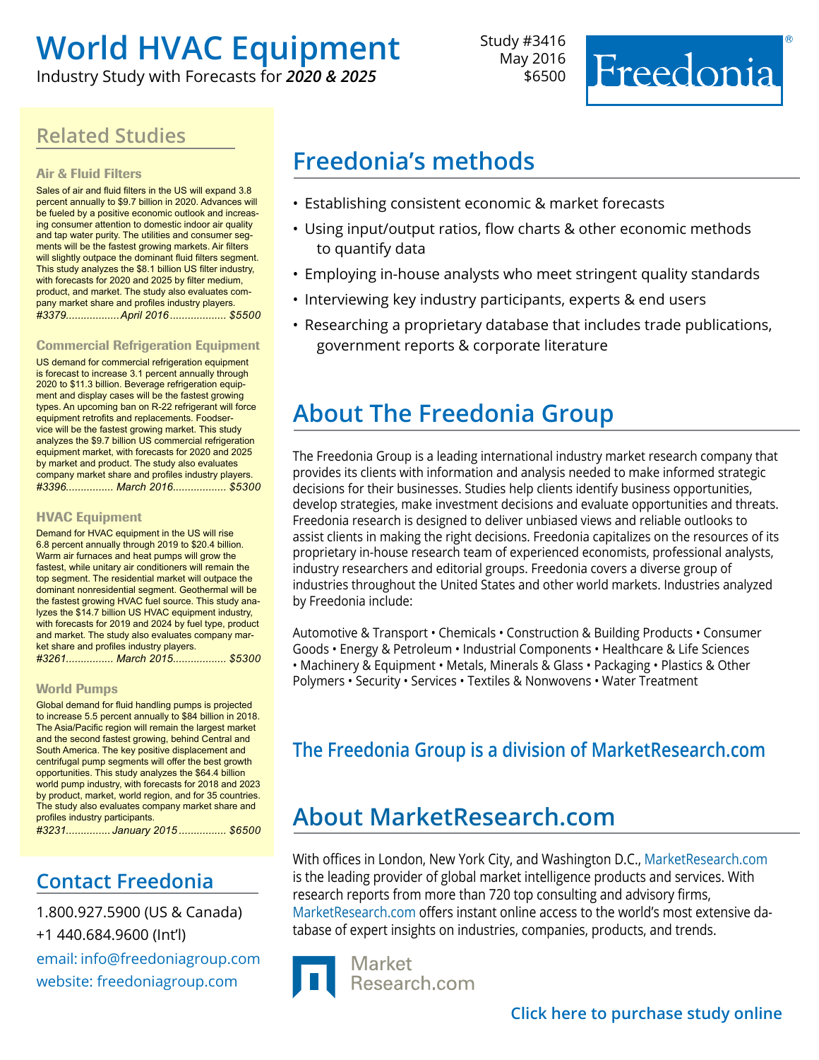# World HVAC Equipment

Industry Study with Forecasts for ***2020 & 2025***

Study #3416
May 2016
$6500

Freedonia®

## Related Studies

### Air & Fluid Filters

Sales of air and fluid filters in the US will expand 3.8 percent annually to $9.7 billion in 2020. Advances will be fueled by a positive economic outlook and increasing consumer attention to domestic indoor air quality and tap water purity. The utilities and consumer segments will be the fastest growing markets. Air filters will slightly outpace the dominant fluid filters segment. This study analyzes the $8.1 billion US filter industry, with forecasts for 2020 and 2025 by filter medium, product, and market. The study also evaluates company market share and profiles industry players.

*#3379.................April 2016.................. $5500*

### Commercial Refrigeration Equipment

US demand for commercial refrigeration equipment is forecast to increase 3.1 percent annually through 2020 to $11.3 billion. Beverage refrigeration equipment and display cases will be the fastest growing types. An upcoming ban on R-22 refrigerant will force equipment retrofits and replacements. Foodservice will be the fastest growing market. This study analyzes the $9.7 billion US commercial refrigeration equipment market, with forecasts for 2020 and 2025 by market and product. The study also evaluates company market share and profiles industry players.

*#3396................ March 2016................. $5300*

### HVAC Equipment

Demand for HVAC equipment in the US will rise 6.8 percent annually through 2019 to $20.4 billion. Warm air furnaces and heat pumps will grow the fastest, while unitary air conditioners will remain the top segment. The residential market will outpace the dominant nonresidential segment. Geothermal will be the fastest growing HVAC fuel source. This study analyzes the $14.7 billion US HVAC equipment industry, with forecasts for 2019 and 2024 by fuel type, product and market. The study also evaluates company market share and profiles industry players.

*#3261................ March 2015................. $5300*

### World Pumps

Global demand for fluid handling pumps is projected to increase 5.5 percent annually to $84 billion in 2018. The Asia/Pacific region will remain the largest market and the second fastest growing, behind Central and South America. The key positive displacement and centrifugal pump segments will offer the best growth opportunities. This study analyzes the $64.4 billion world pump industry, with forecasts for 2018 and 2023 by product, market, world region, and for 35 countries. The study also evaluates company market share and profiles industry participants.

*#3231...............January 2015................ $6500*

## Contact Freedonia

1.800.927.5900 (US & Canada)
+1 440.684.9600 (Int'l)
email: info@freedoniagroup.com
website: freedoniagroup.com

## Freedonia's methods

- Establishing consistent economic & market forecasts
- Using input/output ratios, flow charts & other economic methods to quantify data
- Employing in-house analysts who meet stringent quality standards
- Interviewing key industry participants, experts & end users
- Researching a proprietary database that includes trade publications, government reports & corporate literature

## About The Freedonia Group

The Freedonia Group is a leading international industry market research company that provides its clients with information and analysis needed to make informed strategic decisions for their businesses. Studies help clients identify business opportunities, develop strategies, make investment decisions and evaluate opportunities and threats. Freedonia research is designed to deliver unbiased views and reliable outlooks to assist clients in making the right decisions. Freedonia capitalizes on the resources of its proprietary in-house research team of experienced economists, professional analysts, industry researchers and editorial groups. Freedonia covers a diverse group of industries throughout the United States and other world markets. Industries analyzed by Freedonia include:

Automotive & Transport • Chemicals • Construction & Building Products • Consumer Goods • Energy & Petroleum • Industrial Components • Healthcare & Life Sciences • Machinery & Equipment • Metals, Minerals & Glass • Packaging • Plastics & Other Polymers • Security • Services • Textiles & Nonwovens • Water Treatment

### The Freedonia Group is a division of MarketResearch.com

## About MarketResearch.com

With offices in London, New York City, and Washington D.C., MarketResearch.com is the leading provider of global market intelligence products and services. With research reports from more than 720 top consulting and advisory firms, MarketResearch.com offers instant online access to the world's most extensive database of expert insights on industries, companies, products, and trends.

Market Research.com

**Click here to purchase study online**